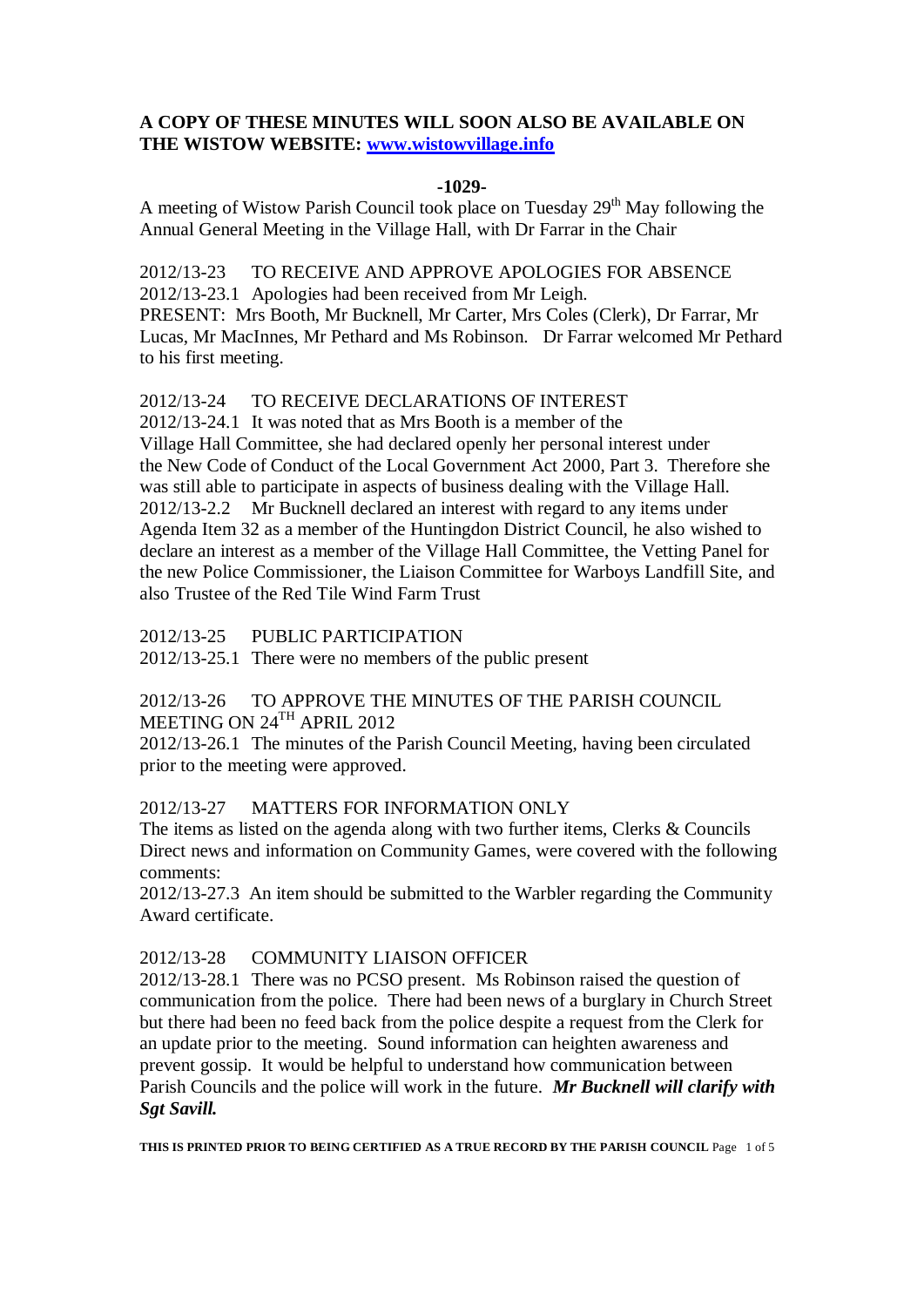**A COPY OF THESE MINUTES WILL SOON ALSO BE AVAILABLE ON THE WISTOW WEBSITE: [www.wistowvillage.info](http://www.wistowvillage.info)**

**-1029-**

A meeting of Wistow Parish Council took place on Tuesday 29th May following the Annual General Meeting in the Village Hall, with Dr Farrar in the Chair

2012/13-23 TO RECEIVE AND APPROVE APOLOGIES FOR ABSENCE

2012/13-23.1 Apologies had been received from Mr Leigh.

PRESENT: Mrs Booth, Mr Bucknell, Mr Carter, Mrs Coles (Clerk), Dr Farrar, Mr Lucas, Mr MacInnes, Mr Pethard and Ms Robinson. Dr Farrar welcomed Mr Pethard to his first meeting.

2012/13-24 TO RECEIVE DECLARATIONS OF INTEREST

2012/13-24.1 It was noted that as Mrs Booth is a member of the Village Hall Committee, she had declared openly her personal interest under the New Code of Conduct of the Local Government Act 2000, Part 3. Therefore she was still able to participate in aspects of business dealing with the Village Hall.

2012/13-2.2 Mr Bucknell declared an interest with regard to any items under Agenda Item 32 as a member of the Huntingdon District Council, he also wished to declare an interest as a member of the Village Hall Committee, the Vetting Panel for the new Police Commissioner, the Liaison Committee for Warboys Landfill Site, and also Trustee of the Red Tile Wind Farm Trust

2012/13-25 PUBLIC PARTICIPATION

2012/13-25.1 There were no members of the public present

2012/13-26 TO APPROVE THE MINUTES OF THE PARISH COUNCIL MEETING ON 24TH APRIL 2012

2012/13-26.1 The minutes of the Parish Council Meeting, having been circulated prior to the meeting were approved.

2012/13-27 MATTERS FOR INFORMATION ONLY

The items as listed on the agenda along with two further items, Clerks & Councils Direct news and information on Community Games, were covered with the following comments:

2012/13-27.3 An item should be submitted to the Warbler regarding the Community Award certificate.

2012/13-28 COMMUNITY LIAISON OFFICER

2012/13-28.1 There was no PCSO present. Ms Robinson raised the question of communication from the police. There had been news of a burglary in Church Street but there had been no feed back from the police despite a request from the Clerk for an update prior to the meeting. Sound information can heighten awareness and prevent gossip. It would be helpful to understand how communication between Parish Councils and the police will work in the future. ***Mr Bucknell will clarify with Sgt Savill.***

**THIS IS PRINTED PRIOR TO BEING CERTIFIED AS A TRUE RECORD BY THE PARISH COUNCIL**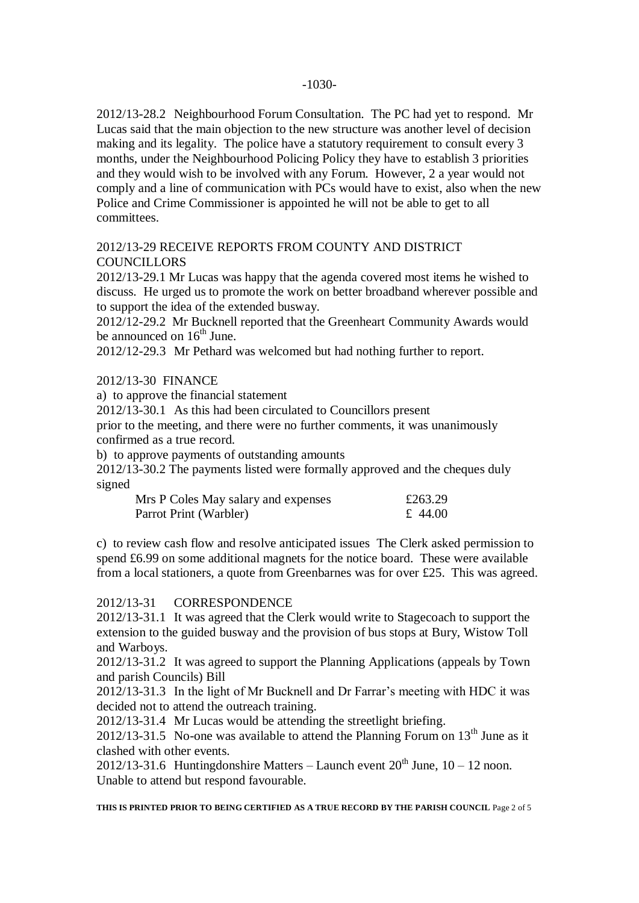2012/13-28.2 Neighbourhood Forum Consultation. The PC had yet to respond. Mr Lucas said that the main objection to the new structure was another level of decision making and its legality. The police have a statutory requirement to consult every 3 months, under the Neighbourhood Policing Policy they have to establish 3 priorities and they would wish to be involved with any Forum. However, 2 a year would not comply and a line of communication with PCs would have to exist, also when the new Police and Crime Commissioner is appointed he will not be able to get to all committees.

2012/13-29 RECEIVE REPORTS FROM COUNTY AND DISTRICT COUNCILLORS

2012/13-29.1 Mr Lucas was happy that the agenda covered most items he wished to discuss. He urged us to promote the work on better broadband wherever possible and to support the idea of the extended busway.

2012/12-29.2 Mr Bucknell reported that the Greenheart Community Awards would be announced on 16th June.

2012/12-29.3 Mr Pethard was welcomed but had nothing further to report.

2012/13-30 FINANCE

a) to approve the financial statement

2012/13-30.1 As this had been circulated to Councillors present prior to the meeting, and there were no further comments, it was unanimously confirmed as a true record.

b) to approve payments of outstanding amounts

2012/13-30.2 The payments listed were formally approved and the cheques duly signed

| | |
|---|---|
| Mrs P Coles May salary and expenses | £263.29 |
| Parrot Print (Warbler) | £ 44.00 |

c) to review cash flow and resolve anticipated issues The Clerk asked permission to spend £6.99 on some additional magnets for the notice board. These were available from a local stationers, a quote from Greenbarnes was for over £25. This was agreed.

2012/13-31 CORRESPONDENCE

2012/13-31.1 It was agreed that the Clerk would write to Stagecoach to support the extension to the guided busway and the provision of bus stops at Bury, Wistow Toll and Warboys.

2012/13-31.2 It was agreed to support the Planning Applications (appeals by Town and parish Councils) Bill

2012/13-31.3 In the light of Mr Bucknell and Dr Farrar's meeting with HDC it was decided not to attend the outreach training.

2012/13-31.4 Mr Lucas would be attending the streetlight briefing.

2012/13-31.5 No-one was available to attend the Planning Forum on 13th June as it clashed with other events.

2012/13-31.6 Huntingdonshire Matters – Launch event 20th June, 10 – 12 noon. Unable to attend but respond favourable.

**THIS IS PRINTED PRIOR TO BEING CERTIFIED AS A TRUE RECORD BY THE PARISH COUNCIL**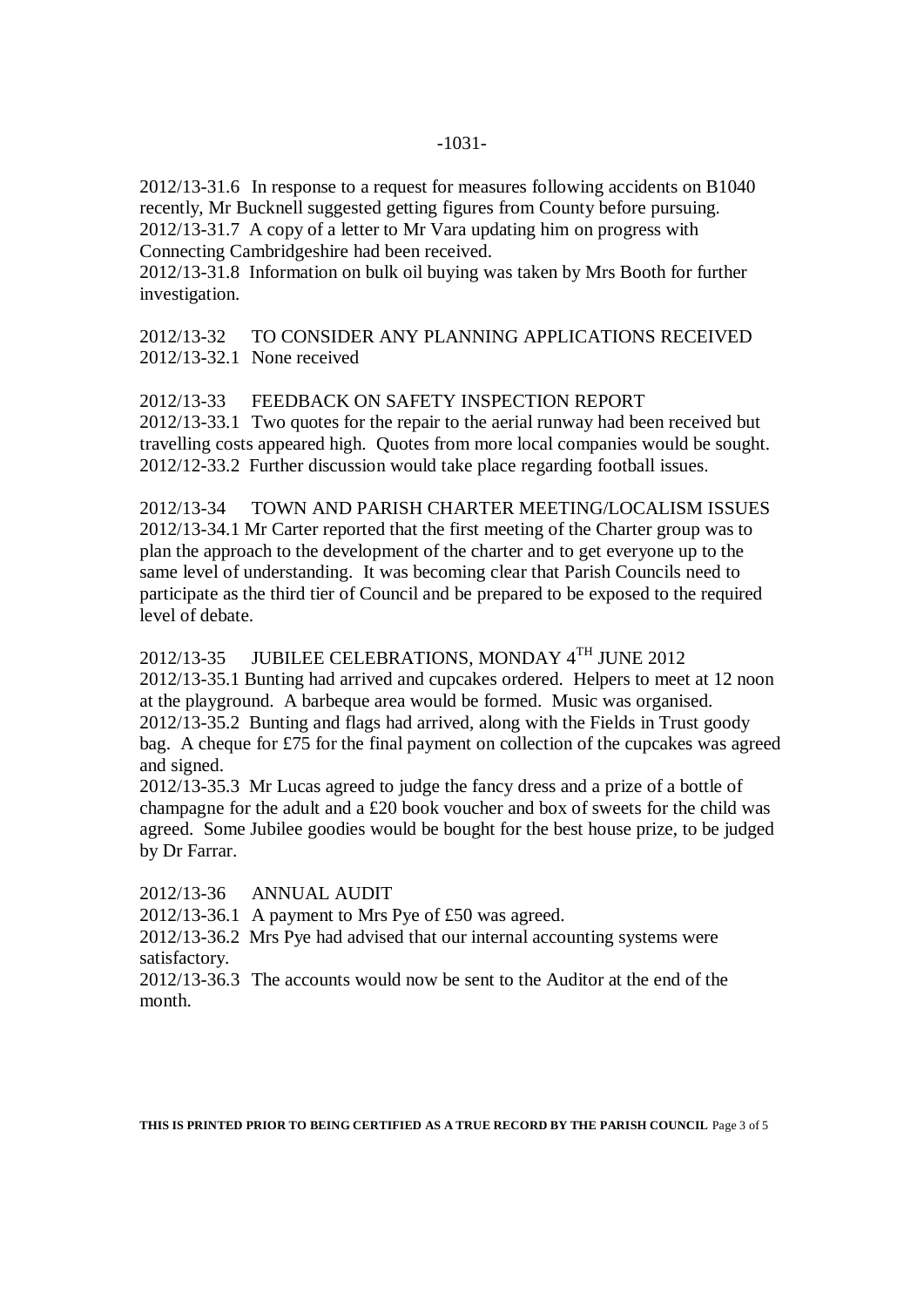2012/13-31.6 In response to a request for measures following accidents on B1040 recently, Mr Bucknell suggested getting figures from County before pursuing.
2012/13-31.7 A copy of a letter to Mr Vara updating him on progress with Connecting Cambridgeshire had been received.
2012/13-31.8 Information on bulk oil buying was taken by Mrs Booth for further investigation.

2012/13-32 TO CONSIDER ANY PLANNING APPLICATIONS RECEIVED
2012/13-32.1 None received

2012/13-33 FEEDBACK ON SAFETY INSPECTION REPORT
2012/13-33.1 Two quotes for the repair to the aerial runway had been received but travelling costs appeared high. Quotes from more local companies would be sought.
2012/12-33.2 Further discussion would take place regarding football issues.

2012/13-34 TOWN AND PARISH CHARTER MEETING/LOCALISM ISSUES
2012/13-34.1 Mr Carter reported that the first meeting of the Charter group was to plan the approach to the development of the charter and to get everyone up to the same level of understanding. It was becoming clear that Parish Councils need to participate as the third tier of Council and be prepared to be exposed to the required level of debate.

2012/13-35 JUBILEE CELEBRATIONS, MONDAY 4TH JUNE 2012
2012/13-35.1 Bunting had arrived and cupcakes ordered. Helpers to meet at 12 noon at the playground. A barbeque area would be formed. Music was organised.
2012/13-35.2 Bunting and flags had arrived, along with the Fields in Trust goody bag. A cheque for £75 for the final payment on collection of the cupcakes was agreed and signed.
2012/13-35.3 Mr Lucas agreed to judge the fancy dress and a prize of a bottle of champagne for the adult and a £20 book voucher and box of sweets for the child was agreed. Some Jubilee goodies would be bought for the best house prize, to be judged by Dr Farrar.

2012/13-36 ANNUAL AUDIT
2012/13-36.1 A payment to Mrs Pye of £50 was agreed.
2012/13-36.2 Mrs Pye had advised that our internal accounting systems were satisfactory.
2012/13-36.3 The accounts would now be sent to the Auditor at the end of the month.

**THIS IS PRINTED PRIOR TO BEING CERTIFIED AS A TRUE RECORD BY THE PARISH COUNCIL**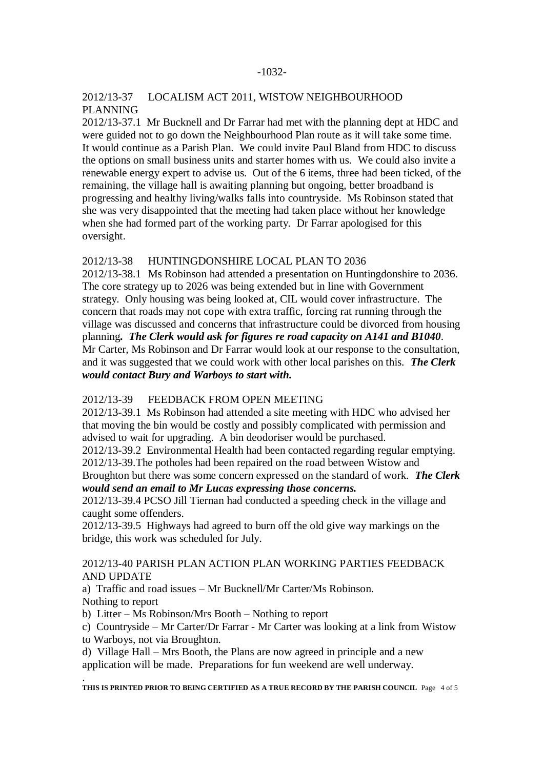## 2012/13-37 LOCALISM ACT 2011, WISTOW NEIGHBOURHOOD PLANNING

2012/13-37.1 Mr Bucknell and Dr Farrar had met with the planning dept at HDC and were guided not to go down the Neighbourhood Plan route as it will take some time. It would continue as a Parish Plan. We could invite Paul Bland from HDC to discuss the options on small business units and starter homes with us. We could also invite a renewable energy expert to advise us. Out of the 6 items, three had been ticked, of the remaining, the village hall is awaiting planning but ongoing, better broadband is progressing and healthy living/walks falls into countryside. Ms Robinson stated that she was very disappointed that the meeting had taken place without her knowledge when she had formed part of the working party. Dr Farrar apologised for this oversight.

## 2012/13-38 HUNTINGDONSHIRE LOCAL PLAN TO 2036

2012/13-38.1 Ms Robinson had attended a presentation on Huntingdonshire to 2036. The core strategy up to 2026 was being extended but in line with Government strategy. Only housing was being looked at, CIL would cover infrastructure. The concern that roads may not cope with extra traffic, forcing rat running through the village was discussed and concerns that infrastructure could be divorced from housing planning***. The Clerk would ask for figures re road capacity on A141 and B1040***. Mr Carter, Ms Robinson and Dr Farrar would look at our response to the consultation, and it was suggested that we could work with other local parishes on this. ***The Clerk would contact Bury and Warboys to start with.***

## 2012/13-39 FEEDBACK FROM OPEN MEETING

2012/13-39.1 Ms Robinson had attended a site meeting with HDC who advised her that moving the bin would be costly and possibly complicated with permission and advised to wait for upgrading. A bin deodoriser would be purchased.

2012/13-39.2 Environmental Health had been contacted regarding regular emptying.

2012/13-39.The potholes had been repaired on the road between Wistow and Broughton but there was some concern expressed on the standard of work. ***The Clerk would send an email to Mr Lucas expressing those concerns.***

2012/13-39.4 PCSO Jill Tiernan had conducted a speeding check in the village and caught some offenders.

2012/13-39.5 Highways had agreed to burn off the old give way markings on the bridge, this work was scheduled for July.

## 2012/13-40 PARISH PLAN ACTION PLAN WORKING PARTIES FEEDBACK AND UPDATE

a) Traffic and road issues – Mr Bucknell/Mr Carter/Ms Robinson. Nothing to report

b) Litter – Ms Robinson/Mrs Booth – Nothing to report

c) Countryside – Mr Carter/Dr Farrar - Mr Carter was looking at a link from Wistow to Warboys, not via Broughton.

d) Village Hall – Mrs Booth, the Plans are now agreed in principle and a new application will be made. Preparations for fun weekend are well underway.

.

**THIS IS PRINTED PRIOR TO BEING CERTIFIED AS A TRUE RECORD BY THE PARISH COUNCIL**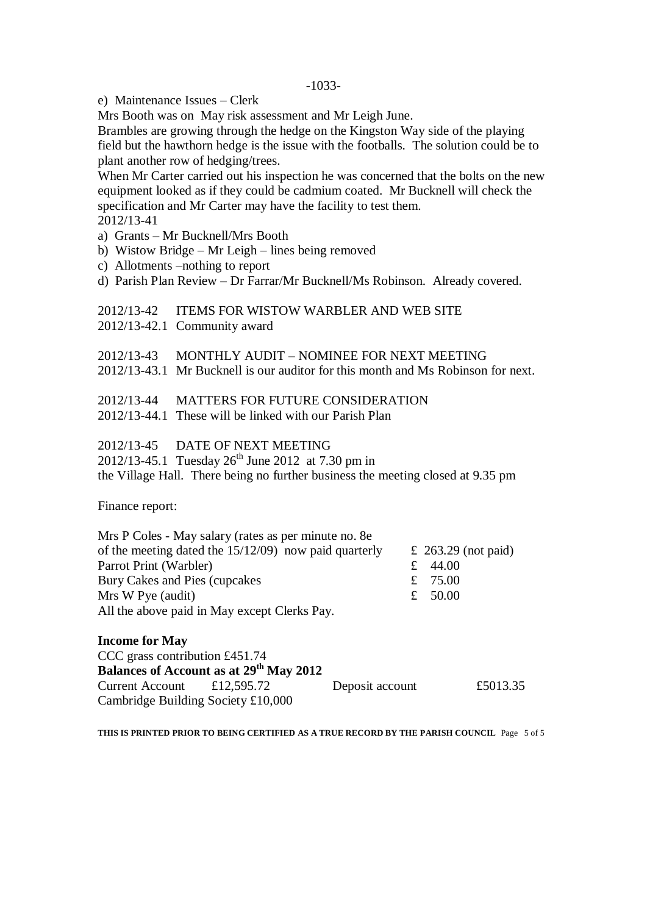-1033-

e) Maintenance Issues – Clerk

Mrs Booth was on May risk assessment and Mr Leigh June.

Brambles are growing through the hedge on the Kingston Way side of the playing field but the hawthorn hedge is the issue with the footballs. The solution could be to plant another row of hedging/trees.

When Mr Carter carried out his inspection he was concerned that the bolts on the new equipment looked as if they could be cadmium coated. Mr Bucknell will check the specification and Mr Carter may have the facility to test them.

2012/13-41

a) Grants – Mr Bucknell/Mrs Booth
b) Wistow Bridge – Mr Leigh – lines being removed
c) Allotments –nothing to report
d) Parish Plan Review – Dr Farrar/Mr Bucknell/Ms Robinson. Already covered.

2012/13-42 ITEMS FOR WISTOW WARBLER AND WEB SITE

2012/13-42.1 Community award

2012/13-43 MONTHLY AUDIT – NOMINEE FOR NEXT MEETING

2012/13-43.1 Mr Bucknell is our auditor for this month and Ms Robinson for next.

2012/13-44 MATTERS FOR FUTURE CONSIDERATION

2012/13-44.1 These will be linked with our Parish Plan

2012/13-45 DATE OF NEXT MEETING

2012/13-45.1 Tuesday 26th June 2012 at 7.30 pm in the Village Hall. There being no further business the meeting closed at 9.35 pm

Finance report:

| | |
|---|---|
| Mrs P Coles - May salary (rates as per minute no. 8e of the meeting dated the 15/12/09) now paid quarterly | £ 263.29 (not paid) |
| Parrot Print (Warbler) | £ 44.00 |
| Bury Cakes and Pies (cupcakes | £ 75.00 |
| Mrs W Pye (audit) | £ 50.00 |

All the above paid in May except Clerks Pay.

**Income for May**

CCC grass contribution £451.74

**Balances of Account as at 29th May 2012**

Current Account £12,595.72 Deposit account £5013.35

Cambridge Building Society £10,000

**THIS IS PRINTED PRIOR TO BEING CERTIFIED AS A TRUE RECORD BY THE PARISH COUNCIL**